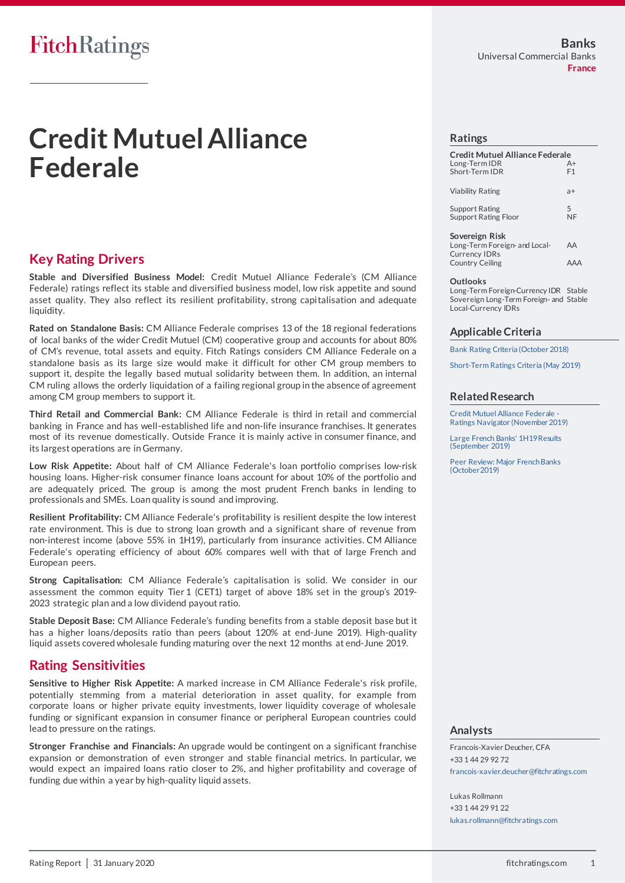FitchRatings

Banks
Universal Commercial Banks
France

# Credit Mutuel Alliance Federale

## Key Rating Drivers

**Stable and Diversified Business Model:** Credit Mutuel Alliance Federale's (CM Alliance Federale) ratings reflect its stable and diversified business model, low risk appetite and sound asset quality. They also reflect its resilient profitability, strong capitalisation and adequate liquidity.

**Rated on Standalone Basis:** CM Alliance Federale comprises 13 of the 18 regional federations of local banks of the wider Credit Mutuel (CM) cooperative group and accounts for about 80% of CM's revenue, total assets and equity. Fitch Ratings considers CM Alliance Federale on a standalone basis as its large size would make it difficult for other CM group members to support it, despite the legally based mutual solidarity between them. In addition, an internal CM ruling allows the orderly liquidation of a failing regional group in the absence of agreement among CM group members to support it.

**Third Retail and Commercial Bank:** CM Alliance Federale is third in retail and commercial banking in France and has well-established life and non-life insurance franchises. It generates most of its revenue domestically. Outside France it is mainly active in consumer finance, and its largest operations are in Germany.

**Low Risk Appetite:** About half of CM Alliance Federale's loan portfolio comprises low-risk housing loans. Higher-risk consumer finance loans account for about 10% of the portfolio and are adequately priced. The group is among the most prudent French banks in lending to professionals and SMEs. Loan quality is sound and improving.

**Resilient Profitability:** CM Alliance Federale's profitability is resilient despite the low interest rate environment. This is due to strong loan growth and a significant share of revenue from non-interest income (above 55% in 1H19), particularly from insurance activities. CM Alliance Federale's operating efficiency of about 60% compares well with that of large French and European peers.

**Strong Capitalisation:** CM Alliance Federale's capitalisation is solid. We consider in our assessment the common equity Tier 1 (CET1) target of above 18% set in the group's 2019-2023 strategic plan and a low dividend payout ratio.

**Stable Deposit Base:** CM Alliance Federale's funding benefits from a stable deposit base but it has a higher loans/deposits ratio than peers (about 120% at end-June 2019). High-quality liquid assets covered wholesale funding maturing over the next 12 months at end-June 2019.

## Rating Sensitivities

**Sensitive to Higher Risk Appetite:** A marked increase in CM Alliance Federale's risk profile, potentially stemming from a material deterioration in asset quality, for example from corporate loans or higher private equity investments, lower liquidity coverage of wholesale funding or significant expansion in consumer finance or peripheral European countries could lead to pressure on the ratings.

**Stronger Franchise and Financials:** An upgrade would be contingent on a significant franchise expansion or demonstration of even stronger and stable financial metrics. In particular, we would expect an impaired loans ratio closer to 2%, and higher profitability and coverage of funding due within a year by high-quality liquid assets.

## Ratings

| Credit Mutuel Alliance Federale | |
|---|---|
| Long-Term IDR | A+ |
| Short-Term IDR | F1 |
| Viability Rating | a+ |
| Support Rating | 5 |
| Support Rating Floor | NF |

**Sovereign Risk**

| | |
|---|---|
| Long-Term Foreign- and Local-Currency IDRs | AA |
| Country Ceiling | AAA |

**Outlooks**

| | |
|---|---|
| Long-Term Foreign-Currency IDR | Stable |
| Sovereign Long-Term Foreign- and Local-Currency IDRs | Stable |

## Applicable Criteria

Bank Rating Criteria (October 2018)

Short-Term Ratings Criteria (May 2019)

## Related Research

Credit Mutuel Alliance Federale - Ratings Navigator (November 2019)

Large French Banks' 1H19 Results (September 2019)

Peer Review: Major French Banks (October 2019)

## Analysts

Francois-Xavier Deucher, CFA
+33 1 44 29 92 72
francois-xavier.deucher@fitchratings.com

Lukas Rollmann
+33 1 44 29 91 22
lukas.rollmann@fitchratings.com

Rating Report | 31 January 2020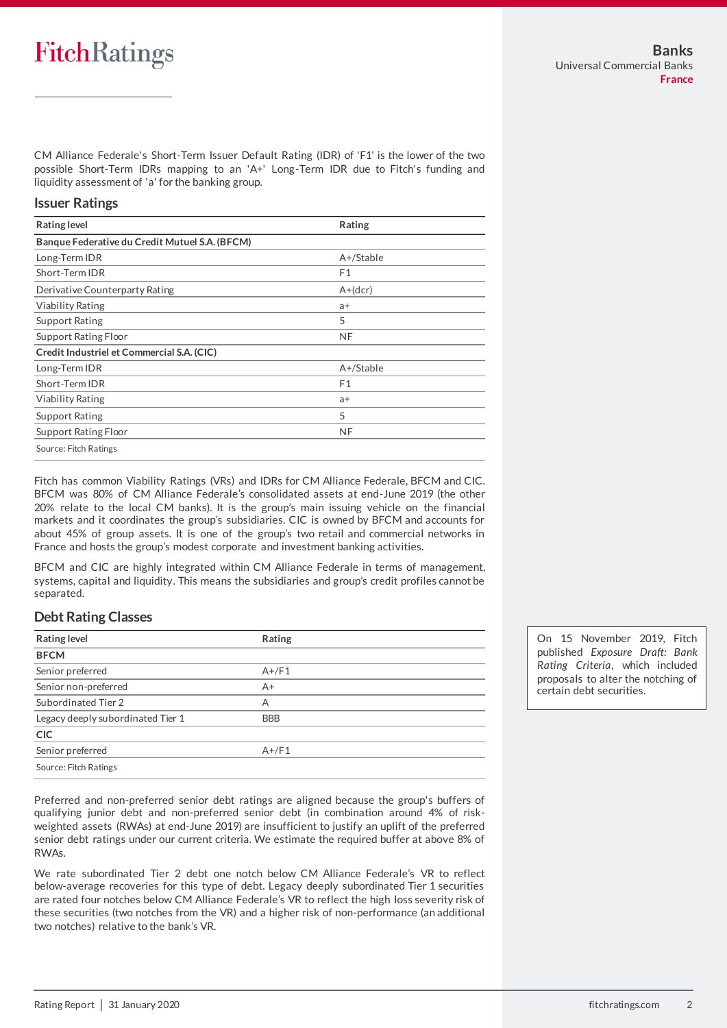CM Alliance Federale's Short-Term Issuer Default Rating (IDR) of 'F1' is the lower of the two possible Short-Term IDRs mapping to an 'A+' Long-Term IDR due to Fitch's funding and liquidity assessment of 'a' for the banking group.

## Issuer Ratings

| Rating level | Rating |
|---|---|
| **Banque Federative du Credit Mutuel S.A. (BFCM)** | |
| Long-Term IDR | A+/Stable |
| Short-Term IDR | F1 |
| Derivative Counterparty Rating | A+(dcr) |
| Viability Rating | a+ |
| Support Rating | 5 |
| Support Rating Floor | NF |
| **Credit Industriel et Commercial S.A. (CIC)** | |
| Long-Term IDR | A+/Stable |
| Short-Term IDR | F1 |
| Viability Rating | a+ |
| Support Rating | 5 |
| Support Rating Floor | NF |

Source: Fitch Ratings

Fitch has common Viability Ratings (VRs) and IDRs for CM Alliance Federale, BFCM and CIC. BFCM was 80% of CM Alliance Federale's consolidated assets at end-June 2019 (the other 20% relate to the local CM banks). It is the group's main issuing vehicle on the financial markets and it coordinates the group's subsidiaries. CIC is owned by BFCM and accounts for about 45% of group assets. It is one of the group's two retail and commercial networks in France and hosts the group's modest corporate and investment banking activities.

BFCM and CIC are highly integrated within CM Alliance Federale in terms of management, systems, capital and liquidity. This means the subsidiaries and group's credit profiles cannot be separated.

## Debt Rating Classes

| Rating level | Rating |
|---|---|
| **BFCM** | |
| Senior preferred | A+/F1 |
| Senior non-preferred | A+ |
| Subordinated Tier 2 | A |
| Legacy deeply subordinated Tier 1 | BBB |
| **CIC** | |
| Senior preferred | A+/F1 |

Source: Fitch Ratings

Preferred and non-preferred senior debt ratings are aligned because the group's buffers of qualifying junior debt and non-preferred senior debt (in combination around 4% of risk-weighted assets (RWAs) at end-June 2019) are insufficient to justify an uplift of the preferred senior debt ratings under our current criteria. We estimate the required buffer at above 8% of RWAs.

We rate subordinated Tier 2 debt one notch below CM Alliance Federale's VR to reflect below-average recoveries for this type of debt. Legacy deeply subordinated Tier 1 securities are rated four notches below CM Alliance Federale's VR to reflect the high loss severity risk of these securities (two notches from the VR) and a higher risk of non-performance (an additional two notches) relative to the bank's VR.

On 15 November 2019, Fitch published *Exposure Draft: Bank Rating Criteria*, which included proposals to alter the notching of certain debt securities.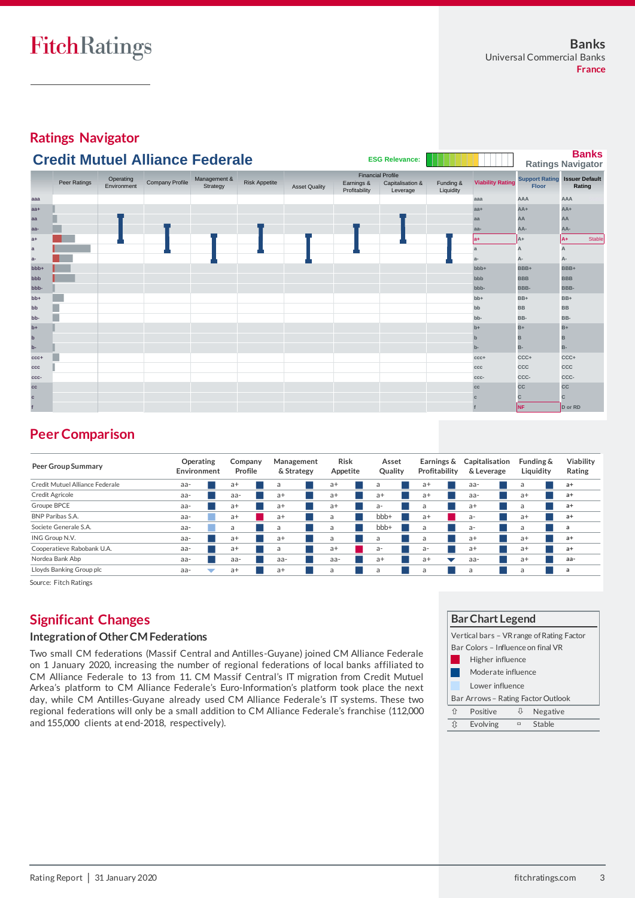Banks
Universal Commercial Banks
France

## Ratings Navigator

### Credit Mutuel Alliance Federale

ESG Relevance:

Banks Ratings Navigator

| | Peer Ratings | Operating Environment | Company Profile | Management & Strategy | Risk Appetite | Asset Quality | Earnings & Profitability | Capitalisation & Leverage | Funding & Liquidity | Viability Rating | Support Rating Floor | Issuer Default Rating |
|---|---|---|---|---|---|---|---|---|---|---|---|---|
| | | | | | | | Financial Profile | | | | | |
| Range | | aa+ to aa- | a+ to a | a+ to a- | aa- to a+ | a+ to a- | aa- to a+ | aa+ to aa- | a+ to a- | a+ | A+ | A+ Stable |

## Peer Comparison

| Peer Group Summary | Operating Environment | Company Profile | Management & Strategy | Risk Appetite | Asset Quality | Earnings & Profitability | Capitalisation & Leverage | Funding & Liquidity | Viability Rating |
|---|---|---|---|---|---|---|---|---|---|
| Credit Mutuel Alliance Federale | aa- | a+ | a | a+ | a | a+ | aa- | a | a+ |
| Credit Agricole | aa- | aa- | a+ | a+ | a+ | a+ | aa- | a+ | a+ |
| Groupe BPCE | aa- | a+ | a+ | a+ | a- | a | a+ | a | a+ |
| BNP Paribas S.A. | aa- | a+ | a+ | a | bbb+ | a+ | a- | a+ | a+ |
| Societe Generale S.A. | aa- | a | a | a | bbb+ | a | a- | a | a |
| ING Group N.V. | aa- | a+ | a+ | a | a | a | a+ | a+ | a+ |
| Cooperatieve Rabobank U.A. | aa- | a+ | a | a+ | a- | a- | a+ | a+ | a+ |
| Nordea Bank Abp | aa- | aa- | aa- | aa- | a+ | a+ | aa- | a+ | aa- |
| Lloyds Banking Group plc | aa- | a+ | a+ | a | a | a | a | a | a |

Source: Fitch Ratings

## Significant Changes

### Integration of Other CM Federations

Two small CM federations (Massif Central and Antilles-Guyane) joined CM Alliance Federale on 1 January 2020, increasing the number of regional federations of local banks affiliated to CM Alliance Federale to 13 from 11. CM Massif Central's IT migration from Credit Mutuel Arkea's platform to CM Alliance Federale's Euro-Information's platform took place the next day, while CM Antilles-Guyane already used CM Alliance Federale's IT systems. These two regional federations will only be a small addition to CM Alliance Federale's franchise (112,000 and 155,000 clients at end-2018, respectively).

**Bar Chart Legend**

Vertical bars – VR range of Rating Factor

Bar Colors – Influence on final VR
- Higher influence
- Moderate influence
- Lower influence

Bar Arrows – Rating Factor Outlook

| ⇧ Positive | ⇩ Negative |
|---|---|
| ⇳ Evolving | ▭ Stable |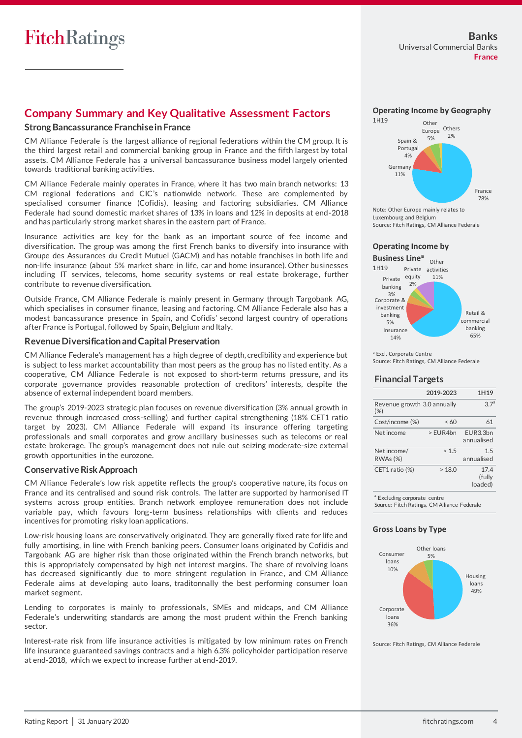## Company Summary and Key Qualitative Assessment Factors

### Strong Bancassurance Franchise in France

CM Alliance Federale is the largest alliance of regional federations within the CM group. It is the third largest retail and commercial banking group in France and the fifth largest by total assets. CM Alliance Federale has a universal bancassurance business model largely oriented towards traditional banking activities.

CM Alliance Federale mainly operates in France, where it has two main branch networks: 13 CM regional federations and CIC's nationwide network. These are complemented by specialised consumer finance (Cofidis), leasing and factoring subsidiaries. CM Alliance Federale had sound domestic market shares of 13% in loans and 12% in deposits at end-2018 and has particularly strong market shares in the eastern part of France.

Insurance activities are key for the bank as an important source of fee income and diversification. The group was among the first French banks to diversify into insurance with Groupe des Assurances du Credit Mutuel (GACM) and has notable franchises in both life and non-life insurance (about 5% market share in life, car and home insurance). Other businesses including IT services, telecoms, home security systems or real estate brokerage, further contribute to revenue diversification.

Outside France, CM Alliance Federale is mainly present in Germany through Targobank AG, which specialises in consumer finance, leasing and factoring. CM Alliance Federale also has a modest bancassurance presence in Spain, and Cofidis' second largest country of operations after France is Portugal, followed by Spain, Belgium and Italy.

### Revenue Diversification and Capital Preservation

CM Alliance Federale's management has a high degree of depth, credibility and experience but is subject to less market accountability than most peers as the group has no listed entity. As a cooperative, CM Alliance Federale is not exposed to short-term returns pressure, and its corporate governance provides reasonable protection of creditors' interests, despite the absence of external independent board members.

The group's 2019-2023 strategic plan focuses on revenue diversification (3% annual growth in revenue through increased cross-selling) and further capital strengthening (18% CET1 ratio target by 2023). CM Alliance Federale will expand its insurance offering targeting professionals and small corporates and grow ancillary businesses such as telecoms or real estate brokerage. The group's management does not rule out seizing moderate-size external growth opportunities in the eurozone.

### Conservative Risk Approach

CM Alliance Federale's low risk appetite reflects the group's cooperative nature, its focus on France and its centralised and sound risk controls. The latter are supported by harmonised IT systems across group entities. Branch network employee remuneration does not include variable pay, which favours long-term business relationships with clients and reduces incentives for promoting risky loan applications.

Low-risk housing loans are conservatively originated. They are generally fixed rate for life and fully amortising, in line with French banking peers. Consumer loans originated by Cofidis and Targobank AG are higher risk than those originated within the French branch networks, but this is appropriately compensated by high net interest margins. The share of revolving loans has decreased significantly due to more stringent regulation in France, and CM Alliance Federale aims at developing auto loans, traditonnally the best performing consumer loan market segment.

Lending to corporates is mainly to professionals, SMEs and midcaps, and CM Alliance Federale's underwriting standards are among the most prudent within the French banking sector.

Interest-rate risk from life insurance activities is mitigated by low minimum rates on French life insurance guaranteed savings contracts and a high 6.3% policyholder participation reserve at end-2018, which we expect to increase further at end-2019.

### Operating Income by Geography

1H19

| Geography | Share |
|---|---|
| France | 78% |
| Germany | 11% |
| Spain & Portugal | 4% |
| Other Europe | 5% |
| Others | 2% |

Note: Other Europe mainly relates to Luxembourg and Belgium
Source: Fitch Ratings, CM Alliance Federale

### Operating Income by Business Line[a]

1H19

| Business line | Share |
|---|---|
| Retail & commercial banking | 65% |
| Insurance | 14% |
| Corporate & investment banking | 5% |
| Private banking | 3% |
| Private equity | 2% |
| Other activities | 11% |

[a] Excl. Corporate Centre
Source: Fitch Ratings, CM Alliance Federale

### Financial Targets

| | 2019-2023 | 1H19 |
|---|---|---|
| Revenue growth (%) | 3.0 annually | 3.7[a] |
| Cost/income (%) | < 60 | 61 |
| Net income | > EUR4bn | EUR3.3bn annualised |
| Net income/ RWAs (%) | > 1.5 | 1.5 annualised |
| CET1 ratio (%) | > 18.0 | 17.4 (fully loaded) |

[a] Excluding corporate centre
Source: Fitch Ratings, CM Alliance Federale

### Gross Loans by Type

| Type | Share |
|---|---|
| Housing loans | 49% |
| Corporate loans | 36% |
| Consumer loans | 10% |
| Other loans | 5% |

Source: Fitch Ratings, CM Alliance Federale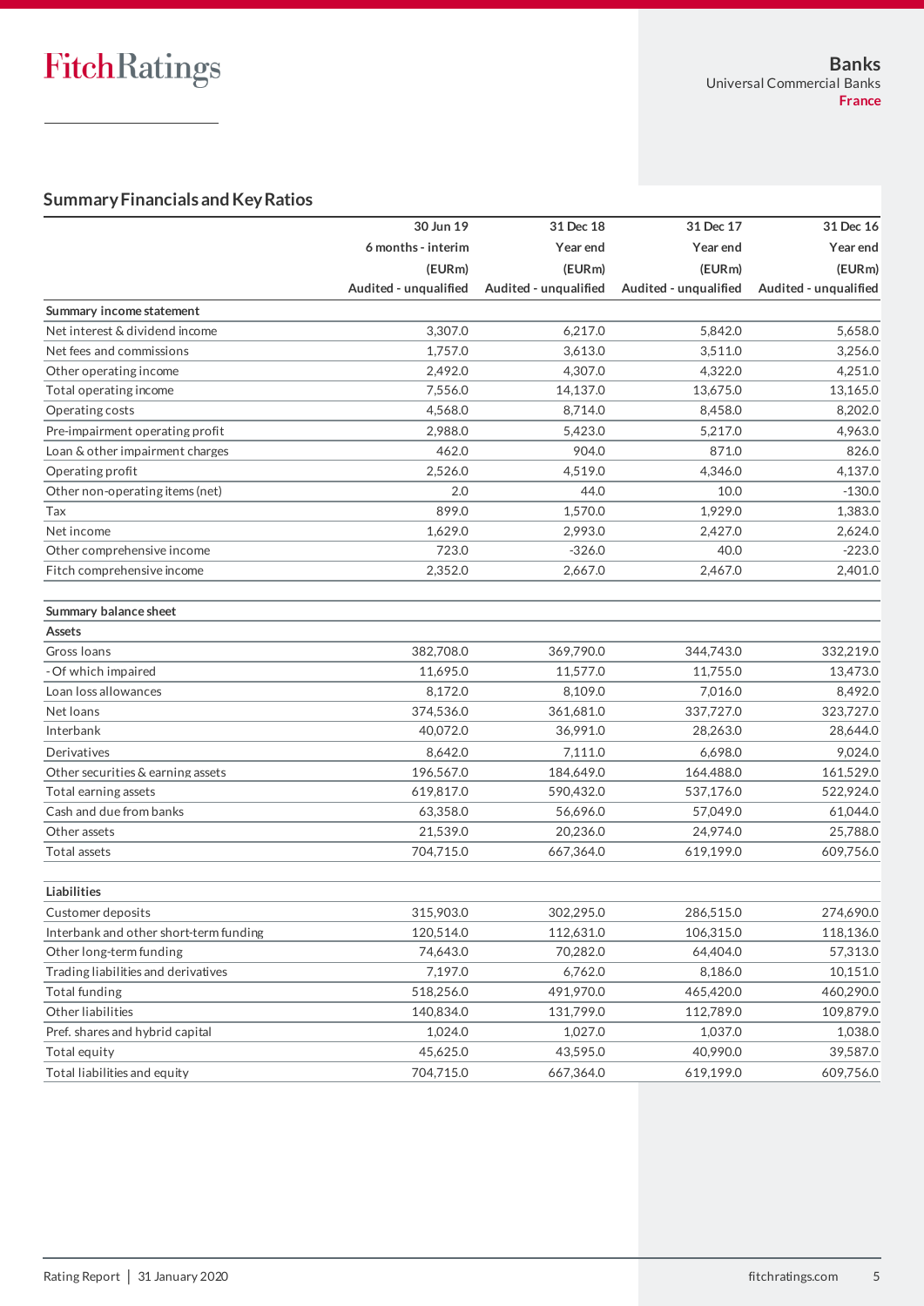Banks
Universal Commercial Banks
France

## Summary Financials and Key Ratios

| | 30 Jun 19 | 31 Dec 18 | 31 Dec 17 | 31 Dec 16 |
|---|---|---|---|---|
| | 6 months - interim | Year end | Year end | Year end |
| | (EURm) | (EURm) | (EURm) | (EURm) |
| | Audited - unqualified | Audited - unqualified | Audited - unqualified | Audited - unqualified |
| **Summary income statement** | | | | |
| Net interest & dividend income | 3,307.0 | 6,217.0 | 5,842.0 | 5,658.0 |
| Net fees and commissions | 1,757.0 | 3,613.0 | 3,511.0 | 3,256.0 |
| Other operating income | 2,492.0 | 4,307.0 | 4,322.0 | 4,251.0 |
| Total operating income | 7,556.0 | 14,137.0 | 13,675.0 | 13,165.0 |
| Operating costs | 4,568.0 | 8,714.0 | 8,458.0 | 8,202.0 |
| Pre-impairment operating profit | 2,988.0 | 5,423.0 | 5,217.0 | 4,963.0 |
| Loan & other impairment charges | 462.0 | 904.0 | 871.0 | 826.0 |
| Operating profit | 2,526.0 | 4,519.0 | 4,346.0 | 4,137.0 |
| Other non-operating items (net) | 2.0 | 44.0 | 10.0 | -130.0 |
| Tax | 899.0 | 1,570.0 | 1,929.0 | 1,383.0 |
| Net income | 1,629.0 | 2,993.0 | 2,427.0 | 2,624.0 |
| Other comprehensive income | 723.0 | -326.0 | 40.0 | -223.0 |
| Fitch comprehensive income | 2,352.0 | 2,667.0 | 2,467.0 | 2,401.0 |
| | | | | |
| **Summary balance sheet** | | | | |
| **Assets** | | | | |
| Gross loans | 382,708.0 | 369,790.0 | 344,743.0 | 332,219.0 |
| - Of which impaired | 11,695.0 | 11,577.0 | 11,755.0 | 13,473.0 |
| Loan loss allowances | 8,172.0 | 8,109.0 | 7,016.0 | 8,492.0 |
| Net loans | 374,536.0 | 361,681.0 | 337,727.0 | 323,727.0 |
| Interbank | 40,072.0 | 36,991.0 | 28,263.0 | 28,644.0 |
| Derivatives | 8,642.0 | 7,111.0 | 6,698.0 | 9,024.0 |
| Other securities & earning assets | 196,567.0 | 184,649.0 | 164,488.0 | 161,529.0 |
| Total earning assets | 619,817.0 | 590,432.0 | 537,176.0 | 522,924.0 |
| Cash and due from banks | 63,358.0 | 56,696.0 | 57,049.0 | 61,044.0 |
| Other assets | 21,539.0 | 20,236.0 | 24,974.0 | 25,788.0 |
| Total assets | 704,715.0 | 667,364.0 | 619,199.0 | 609,756.0 |
| | | | | |
| **Liabilities** | | | | |
| Customer deposits | 315,903.0 | 302,295.0 | 286,515.0 | 274,690.0 |
| Interbank and other short-term funding | 120,514.0 | 112,631.0 | 106,315.0 | 118,136.0 |
| Other long-term funding | 74,643.0 | 70,282.0 | 64,404.0 | 57,313.0 |
| Trading liabilities and derivatives | 7,197.0 | 6,762.0 | 8,186.0 | 10,151.0 |
| Total funding | 518,256.0 | 491,970.0 | 465,420.0 | 460,290.0 |
| Other liabilities | 140,834.0 | 131,799.0 | 112,789.0 | 109,879.0 |
| Pref. shares and hybrid capital | 1,024.0 | 1,027.0 | 1,037.0 | 1,038.0 |
| Total equity | 45,625.0 | 43,595.0 | 40,990.0 | 39,587.0 |
| Total liabilities and equity | 704,715.0 | 667,364.0 | 619,199.0 | 609,756.0 |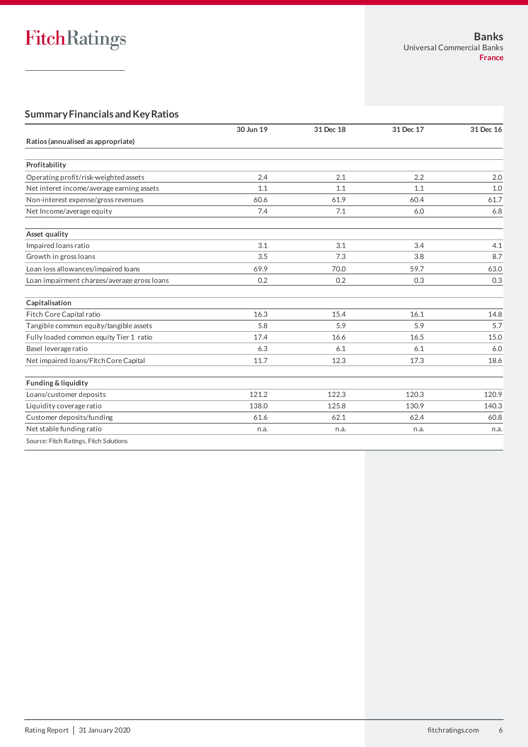## Summary Financials and Key Ratios

| Ratios (annualised as appropriate) | 30 Jun 19 | 31 Dec 18 | 31 Dec 17 | 31 Dec 16 |
|---|---|---|---|---|
| **Profitability** | | | | |
| Operating profit/risk-weighted assets | 2.4 | 2.1 | 2.2 | 2.0 |
| Net interet income/average earning assets | 1.1 | 1.1 | 1.1 | 1.0 |
| Non-interest expense/gross revenues | 60.6 | 61.9 | 60.4 | 61.7 |
| Net Income/average equity | 7.4 | 7.1 | 6.0 | 6.8 |
| **Asset quality** | | | | |
| Impaired loans ratio | 3.1 | 3.1 | 3.4 | 4.1 |
| Growth in gross loans | 3.5 | 7.3 | 3.8 | 8.7 |
| Loan loss allowances/impaired loans | 69.9 | 70.0 | 59.7 | 63.0 |
| Loan impairment charges/average gross loans | 0.2 | 0.2 | 0.3 | 0.3 |
| **Capitalisation** | | | | |
| Fitch Core Capital ratio | 16.3 | 15.4 | 16.1 | 14.8 |
| Tangible common equity/tangible assets | 5.8 | 5.9 | 5.9 | 5.7 |
| Fully loaded common equity Tier 1 ratio | 17.4 | 16.6 | 16.5 | 15.0 |
| Basel leverage ratio | 6.3 | 6.1 | 6.1 | 6.0 |
| Net impaired loans/Fitch Core Capital | 11.7 | 12.3 | 17.3 | 18.6 |
| **Funding & liquidity** | | | | |
| Loans/customer deposits | 121.2 | 122.3 | 120.3 | 120.9 |
| Liquidity coverage ratio | 138.0 | 125.8 | 130.9 | 140.3 |
| Customer deposits/funding | 61.6 | 62.1 | 62.4 | 60.8 |
| Net stable funding ratio | n.a. | n.a. | n.a. | n.a. |

Source: Fitch Ratings, Fitch Solutions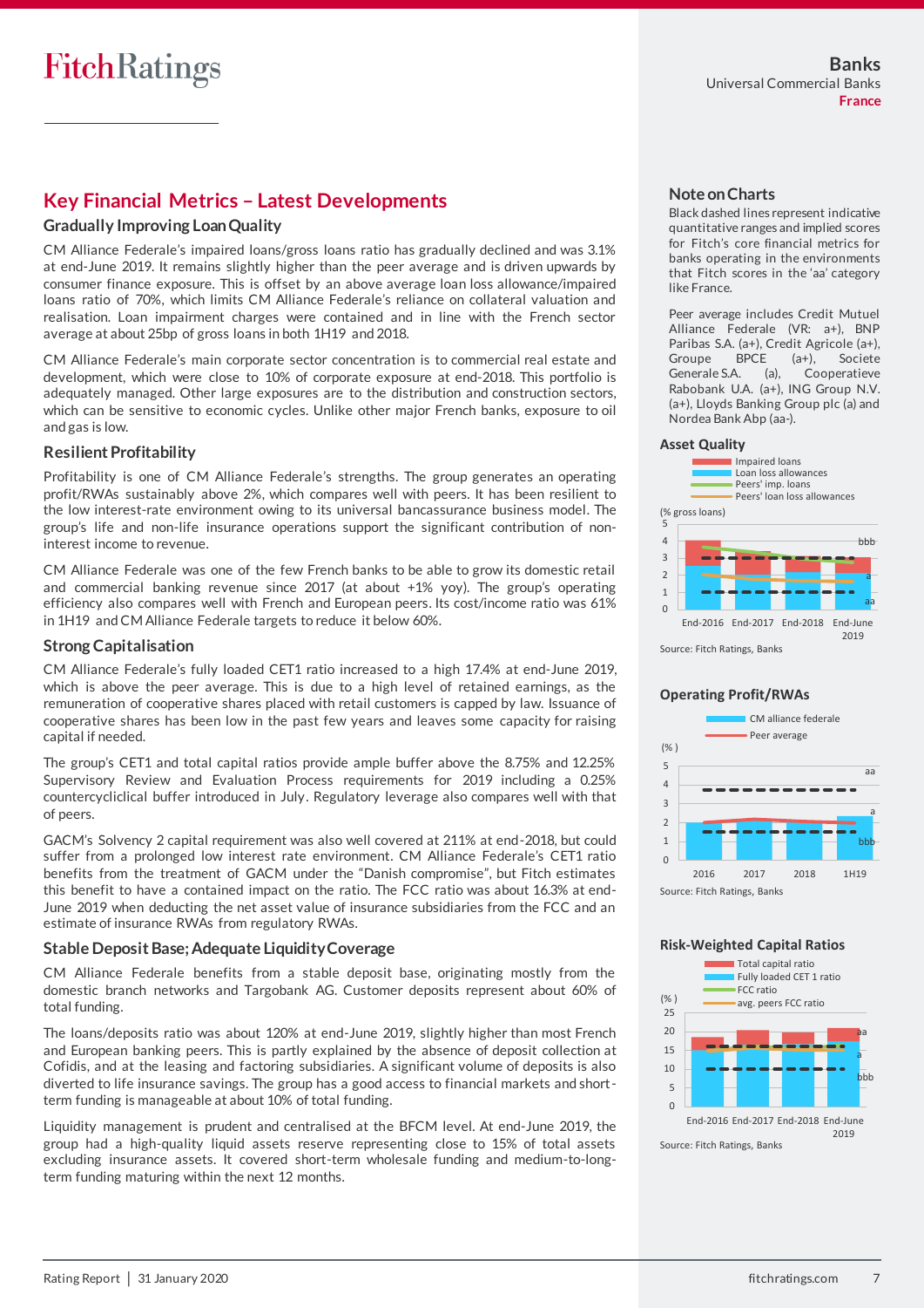## Key Financial Metrics – Latest Developments

### Gradually Improving Loan Quality

CM Alliance Federale's impaired loans/gross loans ratio has gradually declined and was 3.1% at end-June 2019. It remains slightly higher than the peer average and is driven upwards by consumer finance exposure. This is offset by an above average loan loss allowance/impaired loans ratio of 70%, which limits CM Alliance Federale's reliance on collateral valuation and realisation. Loan impairment charges were contained and in line with the French sector average at about 25bp of gross loans in both 1H19 and 2018.

CM Alliance Federale's main corporate sector concentration is to commercial real estate and development, which were close to 10% of corporate exposure at end-2018. This portfolio is adequately managed. Other large exposures are to the distribution and construction sectors, which can be sensitive to economic cycles. Unlike other major French banks, exposure to oil and gas is low.

### Resilient Profitability

Profitability is one of CM Alliance Federale's strengths. The group generates an operating profit/RWAs sustainably above 2%, which compares well with peers. It has been resilient to the low interest-rate environment owing to its universal bancassurance business model. The group's life and non-life insurance operations support the significant contribution of non-interest income to revenue.

CM Alliance Federale was one of the few French banks to be able to grow its domestic retail and commercial banking revenue since 2017 (at about +1% yoy). The group's operating efficiency also compares well with French and European peers. Its cost/income ratio was 61% in 1H19 and CM Alliance Federale targets to reduce it below 60%.

### Strong Capitalisation

CM Alliance Federale's fully loaded CET1 ratio increased to a high 17.4% at end-June 2019, which is above the peer average. This is due to a high level of retained earnings, as the remuneration of cooperative shares placed with retail customers is capped by law. Issuance of cooperative shares has been low in the past few years and leaves some capacity for raising capital if needed.

The group's CET1 and total capital ratios provide ample buffer above the 8.75% and 12.25% Supervisory Review and Evaluation Process requirements for 2019 including a 0.25% countercycliclical buffer introduced in July. Regulatory leverage also compares well with that of peers.

GACM's Solvency 2 capital requirement was also well covered at 211% at end-2018, but could suffer from a prolonged low interest rate environment. CM Alliance Federale's CET1 ratio benefits from the treatment of GACM under the "Danish compromise", but Fitch estimates this benefit to have a contained impact on the ratio. The FCC ratio was about 16.3% at end-June 2019 when deducting the net asset value of insurance subsidiaries from the FCC and an estimate of insurance RWAs from regulatory RWAs.

### Stable Deposit Base; Adequate Liquidity Coverage

CM Alliance Federale benefits from a stable deposit base, originating mostly from the domestic branch networks and Targobank AG. Customer deposits represent about 60% of total funding.

The loans/deposits ratio was about 120% at end-June 2019, slightly higher than most French and European banking peers. This is partly explained by the absence of deposit collection at Cofidis, and at the leasing and factoring subsidiaries. A significant volume of deposits is also diverted to life insurance savings. The group has a good access to financial markets and short-term funding is manageable at about 10% of total funding.

Liquidity management is prudent and centralised at the BFCM level. At end-June 2019, the group had a high-quality liquid assets reserve representing close to 15% of total assets excluding insurance assets. It covered short-term wholesale funding and medium-to-long-term funding maturing within the next 12 months.

### Note on Charts

Black dashed lines represent indicative quantitative ranges and implied scores for Fitch's core financial metrics for banks operating in the environments that Fitch scores in the 'aa' category like France.

Peer average includes Credit Mutuel Alliance Federale (VR: a+), BNP Paribas S.A. (a+), Credit Agricole (a+), Groupe BPCE (a+), Societe Generale S.A. (a), Cooperatieve Rabobank U.A. (a+), ING Group N.V. (a+), Lloyds Banking Group plc (a) and Nordea Bank Abp (aa-).

### Asset Quality

Impaired loans / Loan loss allowances / Peers' imp. loans / Peers' loan loss allowances

(% gross loans)

End-2016, End-2017, End-2018, End-June 2019 — bbb, a, aa

Source: Fitch Ratings, Banks

### Operating Profit/RWAs

CM alliance federale / Peer average

(%)

2016, 2017, 2018, 1H19 — aa, a, bbb

Source: Fitch Ratings, Banks

### Risk-Weighted Capital Ratios

Total capital ratio / Fully loaded CET 1 ratio / FCC ratio / avg. peers FCC ratio

(%)

End-2016, End-2017, End-2018, End-June 2019 — aa, a, bbb

Source: Fitch Ratings, Banks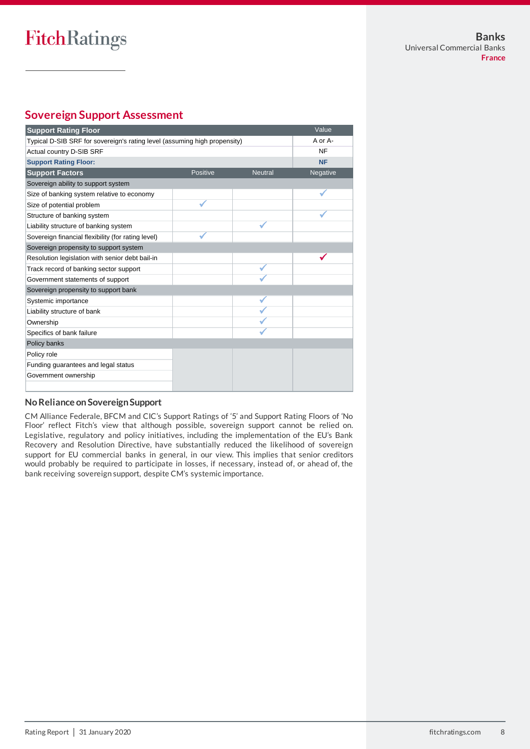## Sovereign Support Assessment

| Support Rating Floor | | | Value |
|---|---|---|---|
| Typical D-SIB SRF for sovereign's rating level (assuming high propensity) | | | A or A- |
| Actual country D-SIB SRF | | | NF |
| **Support Rating Floor:** | | | **NF** |
| **Support Factors** | **Positive** | **Neutral** | **Negative** |
| Sovereign ability to support system | | | |
| Size of banking system relative to economy | | | ✓ |
| Size of potential problem | ✓ | | |
| Structure of banking system | | | ✓ |
| Liability structure of banking system | | ✓ | |
| Sovereign financial flexibility (for rating level) | ✓ | | |
| Sovereign propensity to support system | | | |
| Resolution legislation with senior debt bail-in | | | ✓ |
| Track record of banking sector support | | ✓ | |
| Government statements of support | | ✓ | |
| Sovereign propensity to support bank | | | |
| Systemic importance | | ✓ | |
| Liability structure of bank | | ✓ | |
| Ownership | | ✓ | |
| Specifics of bank failure | | ✓ | |
| Policy banks | | | |
| Policy role | | | |
| Funding guarantees and legal status | | | |
| Government ownership | | | |

### No Reliance on Sovereign Support

CM Alliance Federale, BFCM and CIC's Support Ratings of '5' and Support Rating Floors of 'No Floor' reflect Fitch's view that although possible, sovereign support cannot be relied on. Legislative, regulatory and policy initiatives, including the implementation of the EU's Bank Recovery and Resolution Directive, have substantially reduced the likelihood of sovereign support for EU commercial banks in general, in our view. This implies that senior creditors would probably be required to participate in losses, if necessary, instead of, or ahead of, the bank receiving sovereign support, despite CM's systemic importance.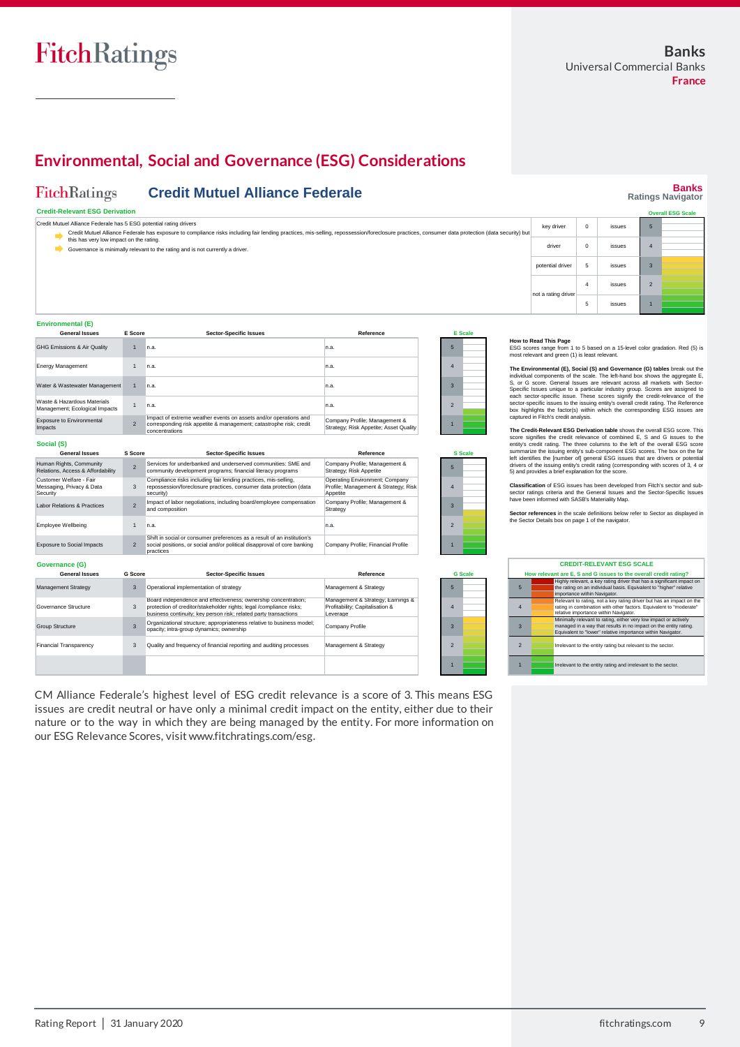Banks
Universal Commercial Banks
France

## Environmental, Social and Governance (ESG) Considerations

FitchRatings **Credit Mutuel Alliance Federale**

**Banks**
**Ratings Navigator**

**Credit-Relevant ESG Derivation**

Credit Mutuel Alliance Federale has 5 ESG potential rating drivers

- Credit Mutuel Alliance Federale has exposure to compliance risks including fair lending practices, mis-selling, repossession/foreclosure practices, consumer data protection (data security) but this has very low impact on the rating.
- Governance is minimally relevant to the rating and is not currently a driver.

| | | | Overall ESG Scale |
|---|---|---|---|
| key driver | 0 | issues | 5 |
| driver | 0 | issues | 4 |
| potential driver | 5 | issues | 3 |
| not a rating driver | 4 | issues | 2 |
| | 5 | issues | 1 |

### Environmental (E)

| General Issues | E Score | Sector-Specific Issues | Reference | E Scale |
|---|---|---|---|---|
| GHG Emissions & Air Quality | 1 | n.a. | n.a. | 5 |
| Energy Management | 1 | n.a. | n.a. | 4 |
| Water & Wastewater Management | 1 | n.a. | n.a. | 3 |
| Waste & Hazardous Materials Management; Ecological Impacts | 1 | n.a. | n.a. | 2 |
| Exposure to Environmental Impacts | 2 | Impact of extreme weather events on assets and/or operations and corresponding risk appetite & management; catastrophe risk; credit concentrations | Company Profile; Management & Strategy; Risk Appetite; Asset Quality | 1 |

### Social (S)

| General Issues | S Score | Sector-Specific Issues | Reference | S Scale |
|---|---|---|---|---|
| Human Rights, Community Relations, Access & Affordability | 2 | Services for underbanked and underserved communities: SME and community development programs; financial literacy programs | Company Profile; Management & Strategy; Risk Appetite | 5 |
| Customer Welfare - Fair Messaging, Privacy & Data Security | 3 | Compliance risks including fair lending practices, mis-selling, repossession/foreclosure practices, consumer data protection (data security) | Operating Environment; Company Profile; Management & Strategy; Risk Appetite | 4 |
| Labor Relations & Practices | 2 | Impact of labor negotiations, including board/employee compensation and composition | Company Profile; Management & Strategy | 3 |
| Employee Wellbeing | 1 | n.a. | n.a. | 2 |
| Exposure to Social Impacts | 2 | Shift in social or consumer preferences as a result of an institution's social positions, or social and/or political disapproval of core banking practices | Company Profile; Financial Profile | 1 |

### Governance (G)

| General Issues | G Score | Sector-Specific Issues | Reference | G Scale |
|---|---|---|---|---|
| Management Strategy | 3 | Operational implementation of strategy | Management & Strategy | 5 |
| Governance Structure | 3 | Board independence and effectiveness; ownership concentration; protection of creditor/stakeholder rights; legal /compliance risks; business continuity; key person risk; related party transactions | Management & Strategy; Earnings & Profitability; Capitalisation & Leverage | 4 |
| Group Structure | 3 | Organizational structure; appropriateness relative to business model; opacity; intra-group dynamics; ownership | Company Profile | 3 |
| Financial Transparency | 3 | Quality and frequency of financial reporting and auditing processes | Management & Strategy | 2 |
| | | | | 1 |

**How to Read This Page**
ESG scores range from 1 to 5 based on a 15-level color gradation. Red (5) is most relevant and green (1) is least relevant.

**The Environmental (E), Social (S) and Governance (G) tables** break out the individual components of the scale. The left-hand box shows the aggregate E, S, or G score. General Issues are relevant across all markets with Sector-Specific Issues unique to a particular industry group. Scores are assigned to each sector-specific issue. These scores signify the credit-relevance of the sector-specific issues to the issuing entity's overall credit rating. The Reference box highlights the factor(s) within which the corresponding ESG issues are captured in Fitch's credit analysis.

**The Credit-Relevant ESG Derivation table** shows the overall ESG score. This score signifies the credit relevance of combined E, S and G issues to the entity's credit rating. The three columns to the left of the overall ESG score summarize the issuing entity's sub-component ESG scores. The box on the far left identifies the [number of] general ESG issues that are drivers or potential drivers of the issuing entity's credit rating (corresponding with scores of 3, 4 or 5) and provides a brief explanation for the score.

**Classification** of ESG issues has been developed from Fitch's sector and sub-sector ratings criteria and the General Issues and the Sector-Specific Issues have been informed with SASB's Materiality Map.

**Sector references** in the scale definitions below refer to Sector as displayed in the Sector Details box on page 1 of the navigator.

**CREDIT-RELEVANT ESG SCALE**

**How relevant are E, S and G issues to the overall credit rating?**

| Score | Description |
|---|---|
| 5 | Highly relevant, a key rating driver that has a significant impact on the rating on an individual basis. Equivalent to "higher" relative importance within Navigator. |
| 4 | Relevant to rating, not a key rating driver but has an impact on the rating in combination with other factors. Equivalent to "moderate" relative importance within Navigator. |
| 3 | Minimally relevant to rating, either very low impact or actively managed in a way that results in no impact on the entity rating. Equivalent to "lower" relative importance within Navigator. |
| 2 | Irrelevant to the entity rating but relevant to the sector. |
| 1 | Irrelevant to the entity rating and irrelevant to the sector. |

CM Alliance Federale's highest level of ESG credit relevance is a score of 3. This means ESG issues are credit neutral or have only a minimal credit impact on the entity, either due to their nature or to the way in which they are being managed by the entity. For more information on our ESG Relevance Scores, visit www.fitchratings.com/esg.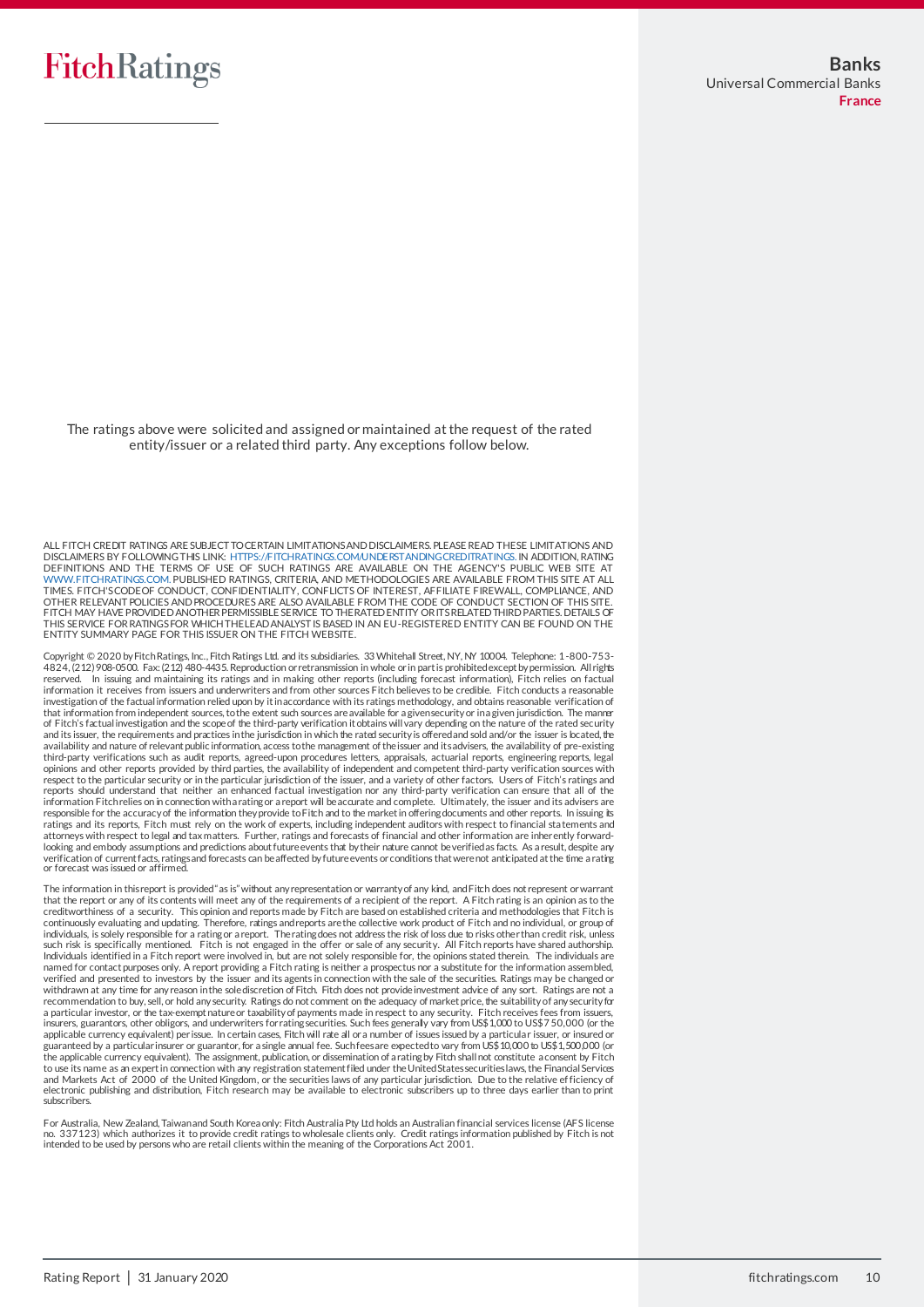The ratings above were solicited and assigned or maintained at the request of the rated entity/issuer or a related third party. Any exceptions follow below.

ALL FITCH CREDIT RATINGS ARE SUBJECT TO CERTAIN LIMITATIONS AND DISCLAIMERS. PLEASE READ THESE LIMITATIONS AND DISCLAIMERS BY FOLLOWING THIS LINK: HTTPS://FITCHRATINGS.COM/UNDERSTANDINGCREDITRATINGS. IN ADDITION, RATING DEFINITIONS AND THE TERMS OF USE OF SUCH RATINGS ARE AVAILABLE ON THE AGENCY'S PUBLIC WEB SITE AT WWW.FITCHRATINGS.COM. PUBLISHED RATINGS, CRITERIA, AND METHODOLOGIES ARE AVAILABLE FROM THIS SITE AT ALL TIMES. FITCH'S CODE OF CONDUCT, CONFIDENTIALITY, CONFLICTS OF INTEREST, AFFILIATE FIREWALL, COMPLIANCE, AND OTHER RELEVANT POLICIES AND PROCEDURES ARE ALSO AVAILABLE FROM THE CODE OF CONDUCT SECTION OF THIS SITE. FITCH MAY HAVE PROVIDED ANOTHER PERMISSIBLE SERVICE TO THE RATED ENTITY OR ITS RELATED THIRD PARTIES. DETAILS OF THIS SERVICE FOR RATINGS FOR WHICH THE LEAD ANALYST IS BASED IN AN EU-REGISTERED ENTITY CAN BE FOUND ON THE ENTITY SUMMARY PAGE FOR THIS ISSUER ON THE FITCH WEBSITE.

Copyright © 2020 by Fitch Ratings, Inc., Fitch Ratings Ltd. and its subsidiaries. 33 Whitehall Street, NY, NY 10004. Telephone: 1-800-753-4824, (212) 908-0500. Fax: (212) 480-4435. Reproduction or retransmission in whole or in part is prohibited except by permission. All rights reserved. In issuing and maintaining its ratings and in making other reports (including forecast information), Fitch relies on factual information it receives from issuers and underwriters and from other sources Fitch believes to be credible. Fitch conducts a reasonable investigation of the factual information relied upon by it in accordance with its ratings methodology, and obtains reasonable verification of that information from independent sources, to the extent such sources are available for a given security or in a given jurisdiction. The manner of Fitch's factual investigation and the scope of the third-party verification it obtains will vary depending on the nature of the rated security and its issuer, the requirements and practices in the jurisdiction in which the rated security is offered and sold and/or the issuer is located, the availability and nature of relevant public information, access to the management of the issuer and its advisers, the availability of pre-existing third-party verifications such as audit reports, agreed-upon procedures letters, appraisals, actuarial reports, engineering reports, legal opinions and other reports provided by third parties, the availability of independent and competent third-party verification sources with respect to the particular security or in the particular jurisdiction of the issuer, and a variety of other factors. Users of Fitch's ratings and reports should understand that neither an enhanced factual investigation nor any third-party verification can ensure that all of the information Fitch relies on in connection with a rating or a report will be accurate and complete. Ultimately, the issuer and its advisers are responsible for the accuracy of the information they provide to Fitch and to the market in offering documents and other reports. In issuing its ratings and its reports, Fitch must rely on the work of experts, including independent auditors with respect to financial statements and attorneys with respect to legal and tax matters. Further, ratings and forecasts of financial and other information are inherently forward-looking and embody assumptions and predictions about future events that by their nature cannot be verified as facts. As a result, despite any verification of current facts, ratings and forecasts can be affected by future events or conditions that were not anticipated at the time a rating or forecast was issued or affirmed.

The information in this report is provided "as is" without any representation or warranty of any kind, and Fitch does not represent or warrant that the report or any of its contents will meet any of the requirements of a recipient of the report. A Fitch rating is an opinion as to the creditworthiness of a security. This opinion and reports made by Fitch are based on established criteria and methodologies that Fitch is continuously evaluating and updating. Therefore, ratings and reports are the collective work product of Fitch and no individual, or group of individuals, is solely responsible for a rating or a report. The rating does not address the risk of loss due to risks other than credit risk, unless such risk is specifically mentioned. Fitch is not engaged in the offer or sale of any security. All Fitch reports have shared authorship. Individuals identified in a Fitch report were involved in, but are not solely responsible for, the opinions stated therein. The individuals are named for contact purposes only. A report providing a Fitch rating is neither a prospectus nor a substitute for the information assembled, verified and presented to investors by the issuer and its agents in connection with the sale of the securities. Ratings may be changed or withdrawn at any time for any reason in the sole discretion of Fitch. Fitch does not provide investment advice of any sort. Ratings are not a recommendation to buy, sell, or hold any security. Ratings do not comment on the adequacy of market price, the suitability of any security for a particular investor, or the tax-exempt nature or taxability of payments made in respect to any security. Fitch receives fees from issuers, insurers, guarantors, other obligors, and underwriters for rating securities. Such fees generally vary from US$1,000 to US$750,000 (or the applicable currency equivalent) per issue. In certain cases, Fitch will rate all or a number of issues issued by a particular issuer, or insured or guaranteed by a particular insurer or guarantor, for a single annual fee. Such fees are expected to vary from US$10,000 to US$1,500,000 (or the applicable currency equivalent). The assignment, publication, or dissemination of a rating by Fitch shall not constitute a consent by Fitch to use its name as an expert in connection with any registration statement filed under the United States securities laws, the Financial Services and Markets Act of 2000 of the United Kingdom, or the securities laws of any particular jurisdiction. Due to the relative efficiency of electronic publishing and distribution, Fitch research may be available to electronic subscribers up to three days earlier than to print subscribers.

For Australia, New Zealand, Taiwan and South Korea only: Fitch Australia Pty Ltd holds an Australian financial services license (AFS license no. 337123) which authorizes it to provide credit ratings to wholesale clients only. Credit ratings information published by Fitch is not intended to be used by persons who are retail clients within the meaning of the Corporations Act 2001.